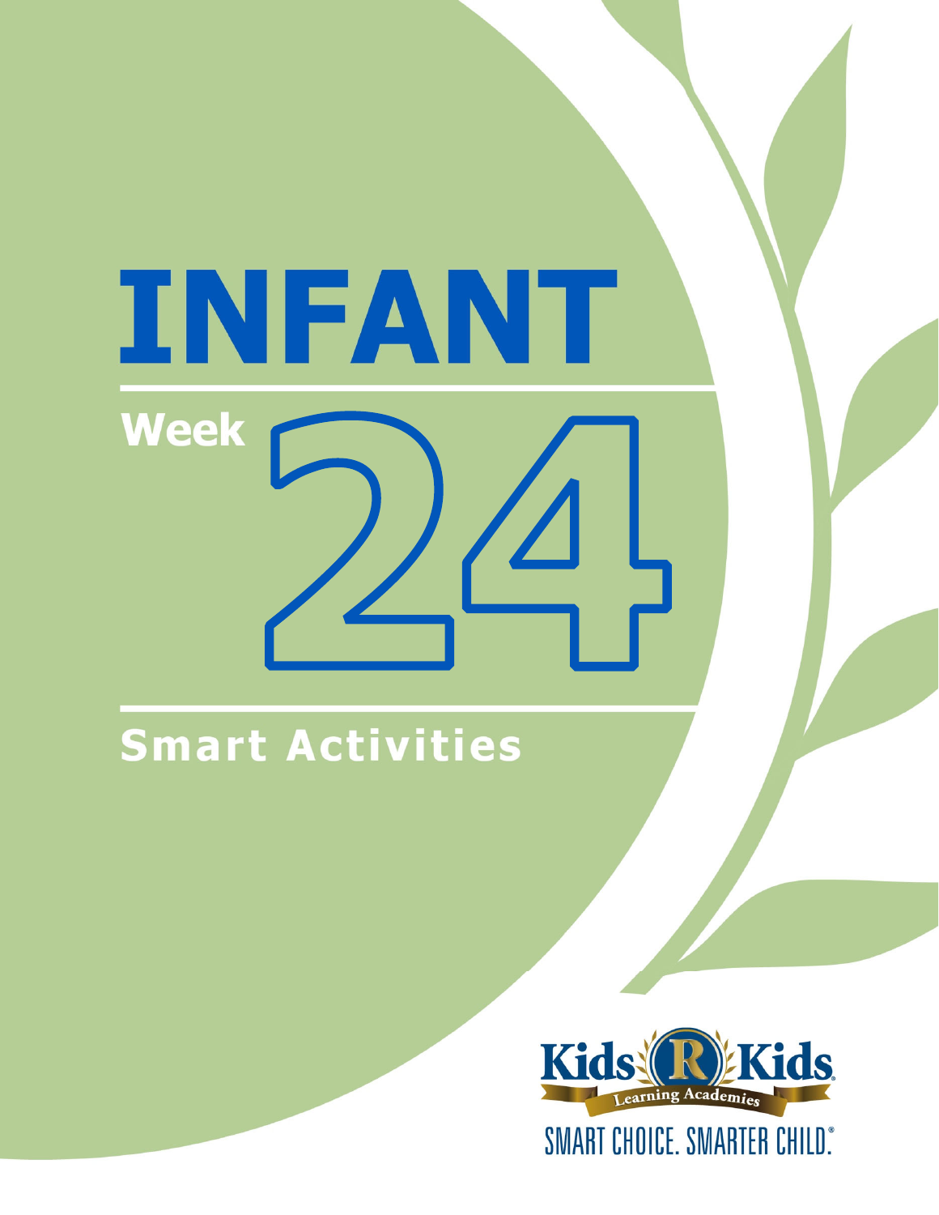# INFANT

## Week 24

## Smart Activities

Kids R Kids Learning Academies

SMART CHOICE. SMARTER CHILD.®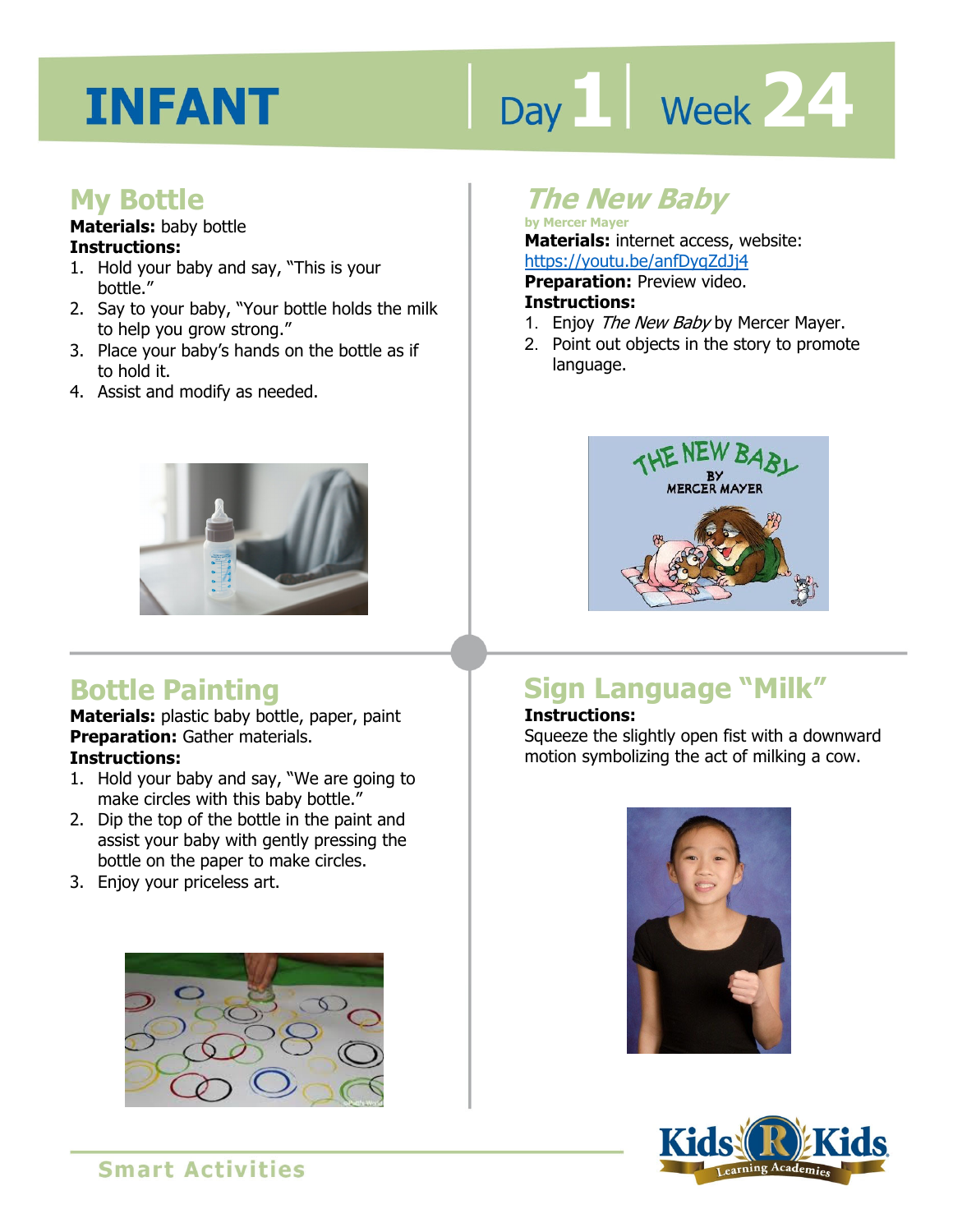# INFANT

Day 1 | Week 24

## My Bottle

**Materials:** baby bottle

**Instructions:**

1. Hold your baby and say, "This is your bottle."
2. Say to your baby, "Your bottle holds the milk to help you grow strong."
3. Place your baby's hands on the bottle as if to hold it.
4. Assist and modify as needed.

## *The New Baby*

**by Mercer Mayer**

**Materials:** internet access, website: https://youtu.be/anfDyqZdJj4

**Preparation:** Preview video.

**Instructions:**

1. Enjoy *The New Baby* by Mercer Mayer.
2. Point out objects in the story to promote language.

## Bottle Painting

**Materials:** plastic baby bottle, paper, paint

**Preparation:** Gather materials.

**Instructions:**

1. Hold your baby and say, "We are going to make circles with this baby bottle."
2. Dip the top of the bottle in the paint and assist your baby with gently pressing the bottle on the paper to make circles.
3. Enjoy your priceless art.

## Sign Language "Milk"

**Instructions:**

Squeeze the slightly open fist with a downward motion symbolizing the act of milking a cow.

Smart Activities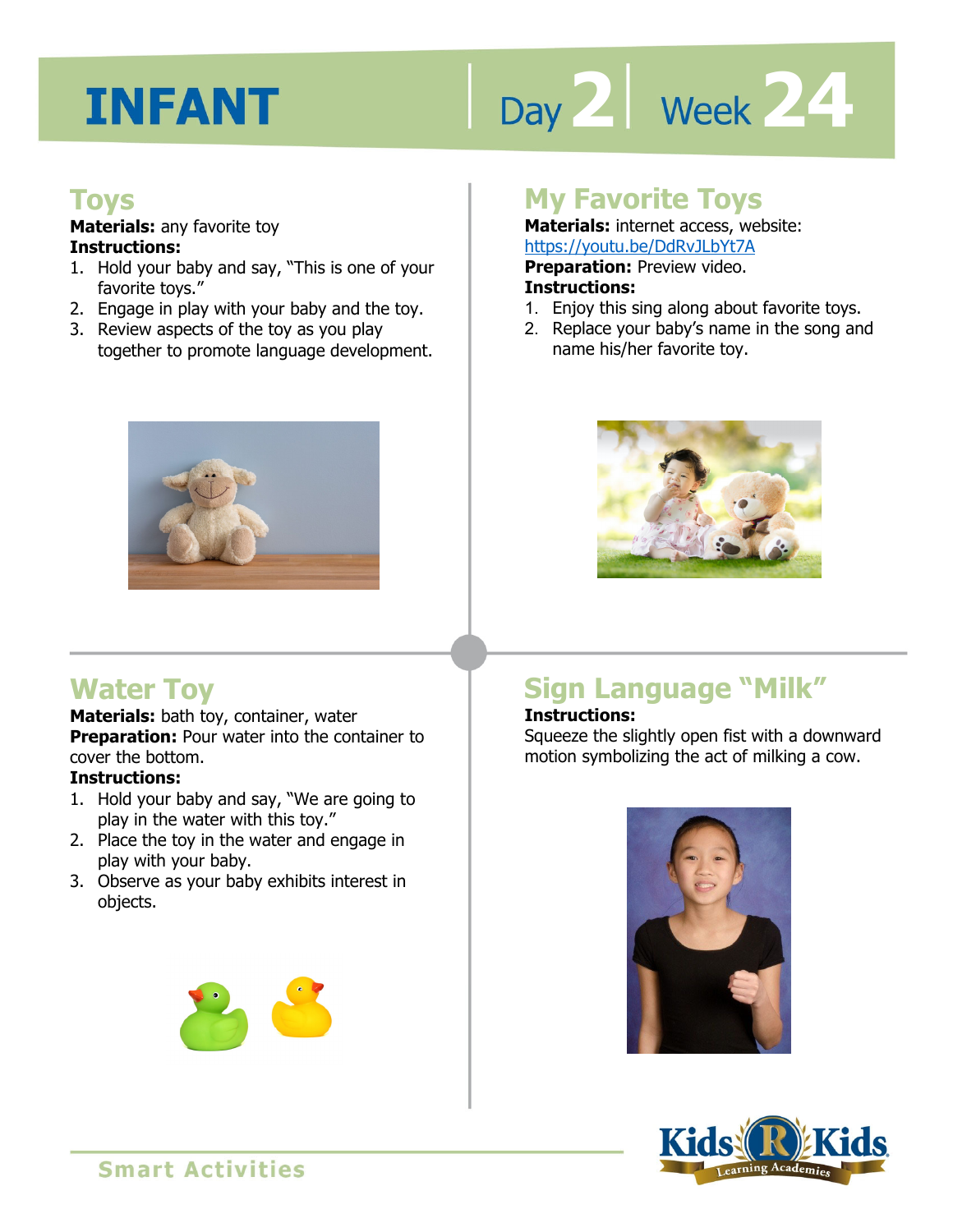# INFANT

Day 2 | Week 24

## Toys

**Materials:** any favorite toy

**Instructions:**

1. Hold your baby and say, "This is one of your favorite toys."
2. Engage in play with your baby and the toy.
3. Review aspects of the toy as you play together to promote language development.

## My Favorite Toys

**Materials:** internet access, website: https://youtu.be/DdRvJLbYt7A

**Preparation:** Preview video.

**Instructions:**

1. Enjoy this sing along about favorite toys.
2. Replace your baby's name in the song and name his/her favorite toy.

## Water Toy

**Materials:** bath toy, container, water

**Preparation:** Pour water into the container to cover the bottom.

**Instructions:**

1. Hold your baby and say, "We are going to play in the water with this toy."
2. Place the toy in the water and engage in play with your baby.
3. Observe as your baby exhibits interest in objects.

## Sign Language "Milk"

**Instructions:**

Squeeze the slightly open fist with a downward motion symbolizing the act of milking a cow.

Smart Activities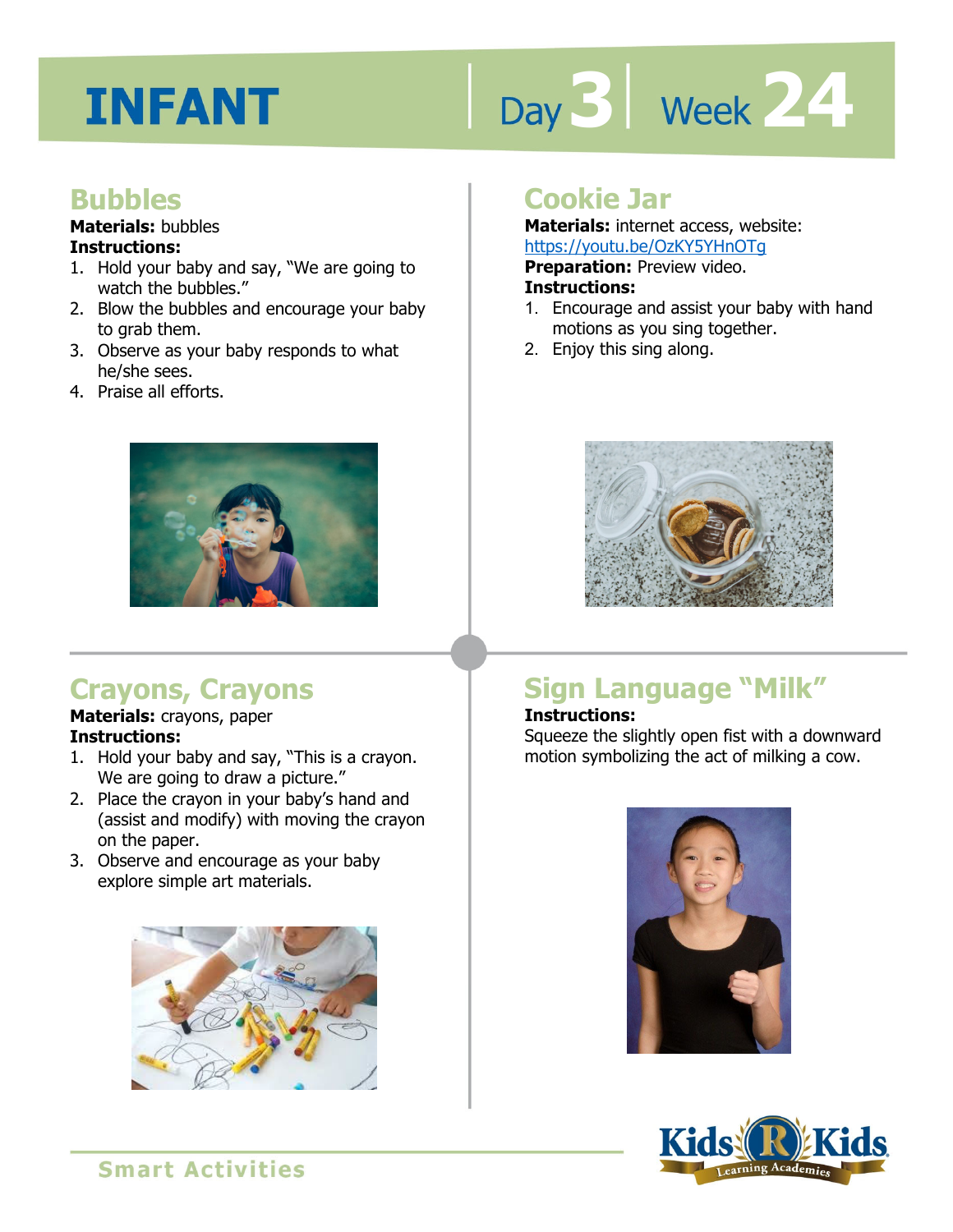# INFANT

Day 3 | Week 24

## Bubbles

**Materials:** bubbles

**Instructions:**

1. Hold your baby and say, "We are going to watch the bubbles."
2. Blow the bubbles and encourage your baby to grab them.
3. Observe as your baby responds to what he/she sees.
4. Praise all efforts.

## Cookie Jar

**Materials:** internet access, website: https://youtu.be/OzKY5YHnOTg

**Preparation:** Preview video.

**Instructions:**

1. Encourage and assist your baby with hand motions as you sing together.
2. Enjoy this sing along.

## Crayons, Crayons

**Materials:** crayons, paper

**Instructions:**

1. Hold your baby and say, "This is a crayon. We are going to draw a picture."
2. Place the crayon in your baby's hand and (assist and modify) with moving the crayon on the paper.
3. Observe and encourage as your baby explore simple art materials.

## Sign Language "Milk"

**Instructions:**

Squeeze the slightly open fist with a downward motion symbolizing the act of milking a cow.

Smart Activities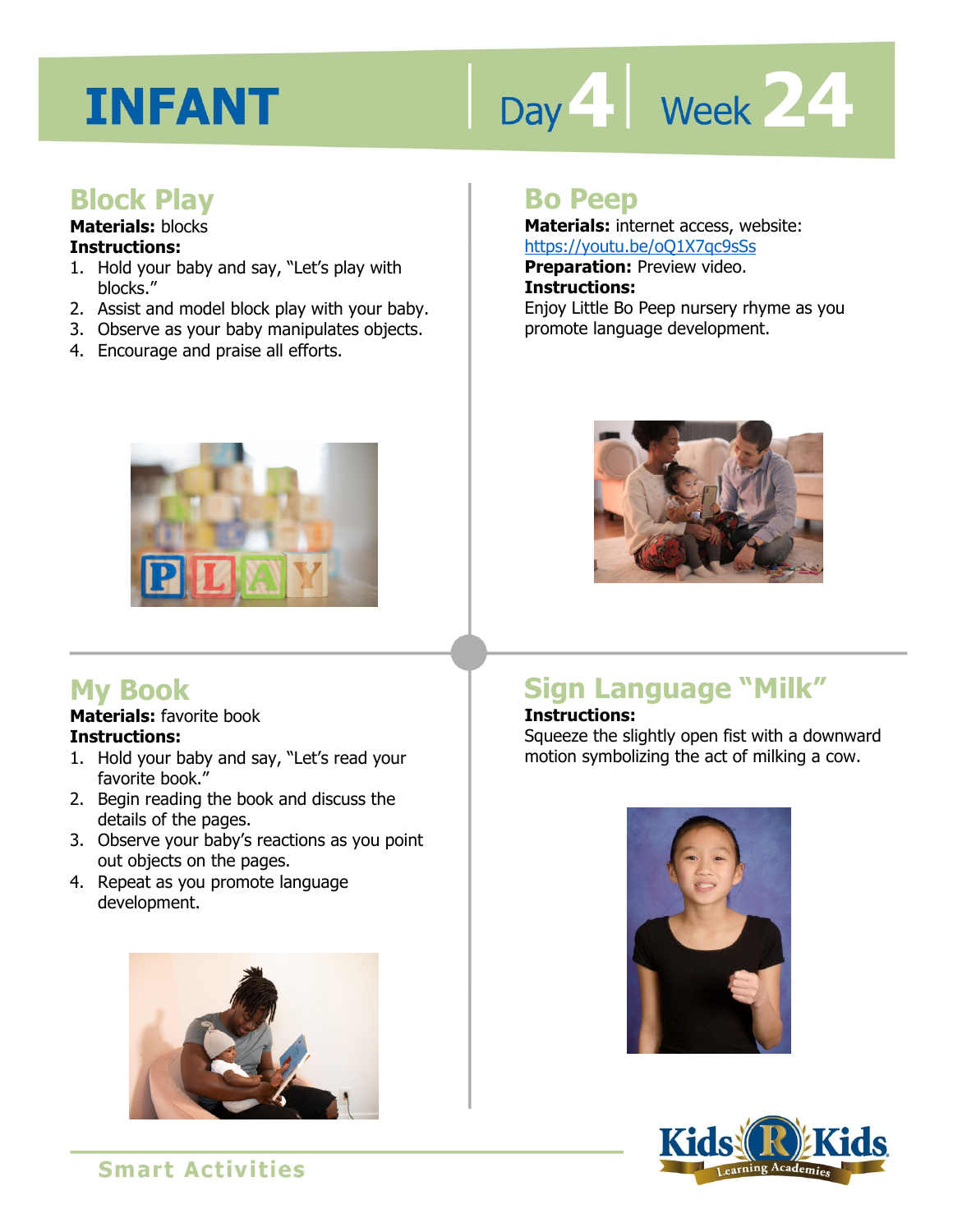# INFANT

Day 4 | Week 24

## Block Play

**Materials:** blocks

**Instructions:**

1. Hold your baby and say, "Let's play with blocks."
2. Assist and model block play with your baby.
3. Observe as your baby manipulates objects.
4. Encourage and praise all efforts.

## Bo Peep

**Materials:** internet access, website: https://youtu.be/oQ1X7qc9sSs

**Preparation:** Preview video.

**Instructions:**

Enjoy Little Bo Peep nursery rhyme as you promote language development.

## My Book

**Materials:** favorite book

**Instructions:**

1. Hold your baby and say, "Let's read your favorite book."
2. Begin reading the book and discuss the details of the pages.
3. Observe your baby's reactions as you point out objects on the pages.
4. Repeat as you promote language development.

## Sign Language "Milk"

**Instructions:**

Squeeze the slightly open fist with a downward motion symbolizing the act of milking a cow.

Smart Activities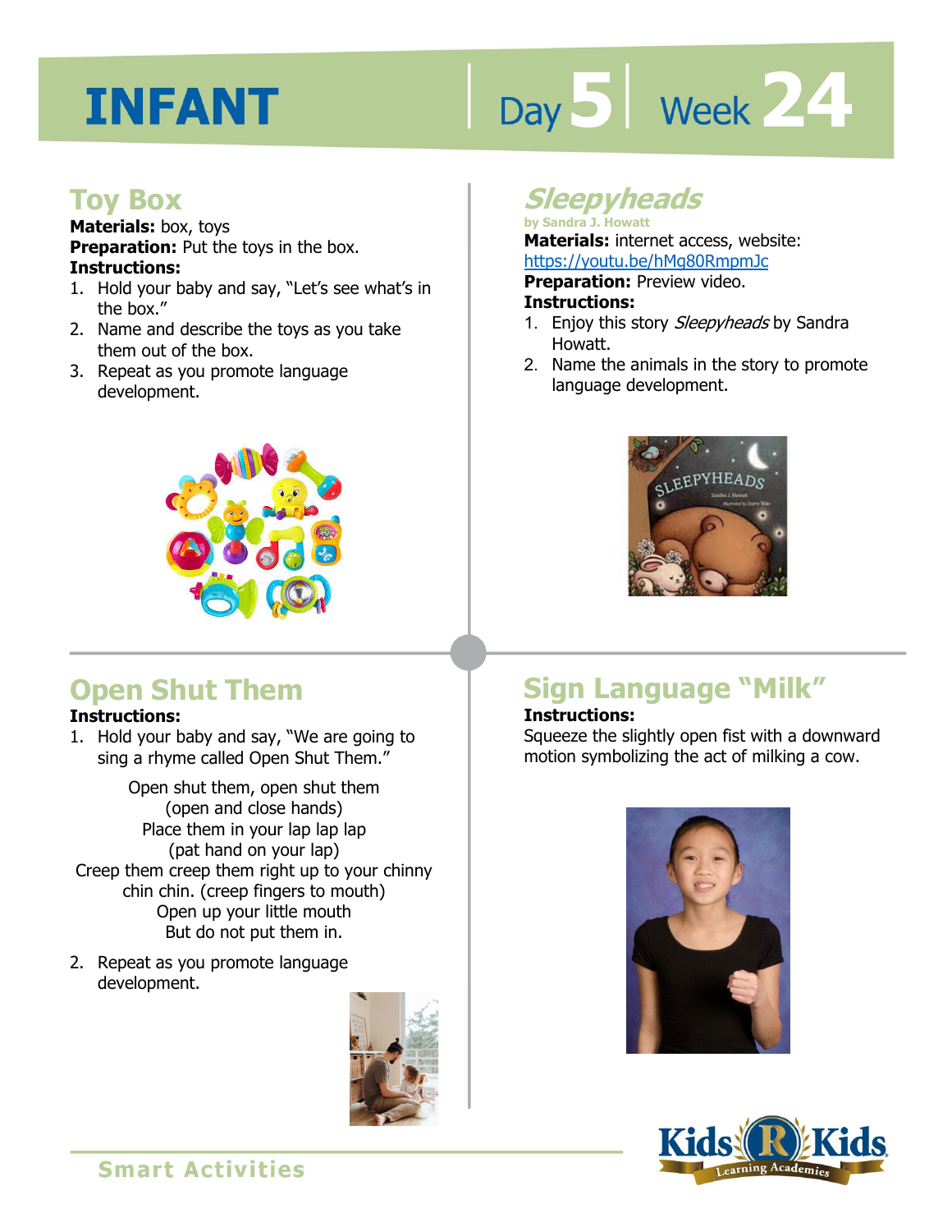# INFANT

Day 5 | Week 24

## Toy Box

**Materials:** box, toys

**Preparation:** Put the toys in the box.

**Instructions:**

1. Hold your baby and say, "Let's see what's in the box."
2. Name and describe the toys as you take them out of the box.
3. Repeat as you promote language development.

## *Sleepyheads*

by Sandra J. Howatt

**Materials:** internet access, website: https://youtu.be/hMq80RmpmJc

**Preparation:** Preview video.

**Instructions:**

1. Enjoy this story *Sleepyheads* by Sandra Howatt.
2. Name the animals in the story to promote language development.

## Open Shut Them

**Instructions:**

1. Hold your baby and say, "We are going to sing a rhyme called Open Shut Them."

Open shut them, open shut them
(open and close hands)
Place them in your lap lap lap
(pat hand on your lap)
Creep them creep them right up to your chinny chin chin. (creep fingers to mouth)
Open up your little mouth
But do not put them in.

2. Repeat as you promote language development.

## Sign Language "Milk"

**Instructions:**

Squeeze the slightly open fist with a downward motion symbolizing the act of milking a cow.

Smart Activities